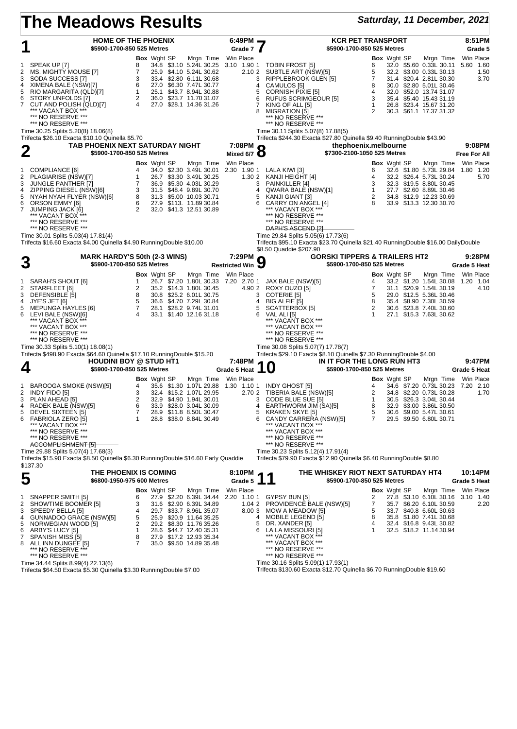# The Meadows Results

**Saturday, 11 December, 2021**

## 1 — HOME OF THE PHOENIX — 6:49PM — Grade 7

$5900-1700-850 525 Metres

| | Name | Box | Wght | SP | Mrgn | Time | Win | Place |
|---|---|---|---|---|---|---|---|---|
| 1 | SPEAK UP [7] | 8 | 34.8 | $3.10 | 5.24L | 30.25 | 3.10 | 1.90 |
| 2 | MS. MIGHTY MOUSE [7] | 7 | 25.9 | $4.10 | 5.24L | 30.62 | | 2.10 |
| 3 | SODA SUCCESS [7] | 3 | 33.4 | $2.80 | 6.11L | 30.68 | | |
| 4 | XIMENA BALE (NSW)[7] | 6 | 27.0 | $6.30 | 7.47L | 30.77 | | |
| 5 | RIO MARGARITA (QLD)[7] | 1 | 25.1 | $43.7 | 8.94L | 30.88 | | |
| 6 | STORY UNFOLDS [7] | 2 | 36.0 | $23.7 | 11.70 | 31.07 | | |
| 7 | CUT AND POLISH (QLD)[7] | 4 | 27.0 | $28.1 | 14.36 | 31.26 | | |
| | *** VACANT BOX *** | | | | | | | |
| | *** NO RESERVE *** | | | | | | | |
| | *** NO RESERVE *** | | | | | | | |

Time 30.25 Splits 5.20(8) 18.06(8)
Trifecta $26.10 Exacta $10.10 Quinella $5.70

## 2 — TAB PHOENIX NEXT SATURDAY NIGHT — 7:08PM — Mixed 6/7

$5900-1700-850 525 Metres

| | Name | Box | Wght | SP | Mrgn | Time | Win | Place |
|---|---|---|---|---|---|---|---|---|
| 1 | COMPLIANCE [6] | 4 | 34.0 | $2.30 | 3.49L | 30.01 | 2.30 | 1.90 |
| 2 | PLAGIARISE (NSW)[7] | 1 | 26.7 | $3.30 | 3.49L | 30.25 | | 1.30 |
| 3 | JUNGLE PANTHER [7] | 7 | 36.9 | $5.30 | 4.03L | 30.29 | | |
| 4 | ZIPPING DIESEL (NSW)[6] | 3 | 31.5 | $48.4 | 9.89L | 30.70 | | |
| 5 | NYAH NYAH FLYER (NSW)[6] | 8 | 31.3 | $5.00 | 10.03 | 30.71 | | |
| 6 | ORSON EMMY [6] | 6 | 27.9 | $113. | 11.89 | 30.84 | | |
| 7 | JUMPING JACK [6] | 2 | 32.0 | $41.3 | 12.51 | 30.89 | | |
| | *** VACANT BOX *** | | | | | | | |
| | *** NO RESERVE *** | | | | | | | |
| | *** NO RESERVE *** | | | | | | | |

Time 30.01 Splits 5.03(4) 17.81(4)
Trifecta $16.60 Exacta $4.00 Quinella $4.90 RunningDouble $10.00

## 3 — MARK HARDY'S 50th (2-3 WINS) — 7:29PM — Restricted Win

$5900-1700-850 525 Metres

| | Name | Box | Wght | SP | Mrgn | Time | Win | Place |
|---|---|---|---|---|---|---|---|---|
| 1 | SARAH'S SHOUT [6] | 1 | 26.7 | $7.20 | 1.80L | 30.33 | 7.20 | 2.70 |
| 2 | STARFLEET [6] | 2 | 35.2 | $14.3 | 1.80L | 30.45 | | 4.90 |
| 3 | DEFENSIBLE [5] | 8 | 30.8 | $25.2 | 6.01L | 30.75 | | |
| 4 | JYE'S JET [6] | 5 | 36.6 | $4.70 | 7.29L | 30.84 | | |
| 5 | MEPUNGA HAYLES [6] | 7 | 28.1 | $28.2 | 9.74L | 31.01 | | |
| 6 | LEVI BALE (NSW)[6] | 4 | 33.1 | $1.40 | 12.16 | 31.18 | | |
| | *** VACANT BOX *** | | | | | | | |
| | *** VACANT BOX *** | | | | | | | |
| | *** NO RESERVE *** | | | | | | | |
| | *** NO RESERVE *** | | | | | | | |

Time 30.33 Splits 5.10(1) 18.08(1)
Trifecta $498.90 Exacta $64.60 Quinella $17.10 RunningDouble $15.20

## 4 — HOUDINI BOY @ STUD HT1 — 7:48PM — Grade 5 Heat

$5900-1700-850 525 Metres

| | Name | Box | Wght | SP | Mrgn | Time | Win | Place |
|---|---|---|---|---|---|---|---|---|
| 1 | BAROOGA SMOKE (NSW)[5] | 4 | 35.6 | $1.30 | 1.07L | 29.88 | 1.30 | 1.10 |
| 2 | INDY FIDO [5] | 3 | 32.4 | $15.2 | 1.07L | 29.95 | | 2.70 |
| 3 | PLAN AHEAD [5] | 2 | 32.9 | $4.90 | 1.94L | 30.01 | | |
| 4 | RADEK BALE (NSW)[5] | 6 | 33.9 | $28.0 | 3.04L | 30.09 | | |
| 5 | DEVEL SIXTEEN [5] | 7 | 28.9 | $11.8 | 8.50L | 30.47 | | |
| 6 | FABRIOLA ZERO [5] | 1 | 28.8 | $38.0 | 8.84L | 30.49 | | |
| | *** VACANT BOX *** | | | | | | | |
| | *** NO RESERVE *** | | | | | | | |
| | *** NO RESERVE *** | | | | | | | |
| | ~~ACCOMPLISHMENT [5]~~ | | | | | | | |

Time 29.88 Splits 5.07(4) 17.68(3)
Trifecta $15.90 Exacta $8.50 Quinella $6.30 RunningDouble $16.60 Early Quaddie $137.30

## 5 — THE PHOENIX IS COMING — 8:10PM — Grade 5

$6800-1950-975 600 Metres

| | Name | Box | Wght | SP | Mrgn | Time | Win | Place |
|---|---|---|---|---|---|---|---|---|
| 1 | SNAPPER SMITH [5] | 6 | 27.9 | $2.20 | 6.39L | 34.44 | 2.20 | 1.10 |
| 2 | SHOWTIME BOOMER [5] | 3 | 31.6 | $2.90 | 6.39L | 34.89 | | 1.04 |
| 3 | SPEEDY BELLA [5] | 4 | 29.7 | $33.7 | 8.96L | 35.07 | | 8.00 |
| 4 | GUNNADOO GRACE (NSW)[5] | 5 | 25.9 | $20.9 | 11.64 | 35.25 | | |
| 5 | NORWEGIAN WOOD [5] | 2 | 29.2 | $8.30 | 11.76 | 35.26 | | |
| 6 | ARBY'S LUCY [5] | 1 | 28.6 | $44.7 | 12.40 | 35.31 | | |
| 7 | SPANISH MISS [5] | 8 | 27.9 | $17.2 | 12.93 | 35.34 | | |
| 8 | ALL INN DUNGEE [5] | 7 | 35.0 | $9.50 | 14.89 | 35.48 | | |
| | *** NO RESERVE *** | | | | | | | |
| | *** NO RESERVE *** | | | | | | | |

Time 34.44 Splits 8.99(4) 22.13(6)
Trifecta $64.50 Exacta $5.30 Quinella $3.30 RunningDouble $7.00

## 7 — KCR PET TRANSPORT — 8:51PM — Grade 5

$5900-1700-850 525 Metres

| | Name | Box | Wght | SP | Mrgn | Time | Win | Place |
|---|---|---|---|---|---|---|---|---|
| 1 | TOBIN FROST [5] | 6 | 32.0 | $5.60 | 0.33L | 30.11 | 5.60 | 1.60 |
| 2 | SUBTLE ART (NSW)[5] | 5 | 32.2 | $3.00 | 0.33L | 30.13 | | 1.50 |
| 3 | RIPPLEBROOK GLEN [5] | 7 | 31.4 | $20.4 | 2.81L | 30.30 | | 3.70 |
| 4 | CAMULOS [5] | 8 | 30.0 | $2.80 | 5.01L | 30.46 | | |
| 5 | CORNISH PIXIE [5] | 4 | 32.0 | $52.0 | 13.74 | 31.07 | | |
| 6 | RUFUS SCRIMGEOUR [5] | 3 | 35.4 | $5.40 | 15.43 | 31.19 | | |
| 7 | KING OF ALL [5] | 1 | 26.8 | $23.4 | 15.67 | 31.20 | | |
| 8 | MIGRATION [5] | 2 | 30.3 | $61.1 | 17.37 | 31.32 | | |
| | *** NO RESERVE *** | | | | | | | |
| | *** NO RESERVE *** | | | | | | | |

Time 30.11 Splits 5.07(8) 17.88(5)
Trifecta $244.30 Exacta $27.80 Quinella $9.40 RunningDouble $43.90

## 8 — thephoenix.melbourne — 9:08PM — Free For All

$7300-2100-1050 525 Metres

| | Name | Box | Wght | SP | Mrgn | Time | Win | Place |
|---|---|---|---|---|---|---|---|---|
| 1 | LALA KIWI [3] | 6 | 32.6 | $1.80 | 5.73L | 29.84 | 1.80 | 1.20 |
| 2 | KANJI HEIGHT [4] | 4 | 32.2 | $26.4 | 5.73L | 30.24 | | 5.70 |
| 3 | PAINKILLER [4] | 3 | 32.3 | $19.5 | 8.80L | 30.45 | | |
| 4 | QWARA BALE (NSW)[1] | 1 | 27.7 | $2.60 | 8.89L | 30.46 | | |
| 5 | KANJI GIANT [3] | 2 | 34.8 | $12.9 | 12.23 | 30.69 | | |
| 6 | CARRY ON ANGEL [4] | 8 | 33.9 | $13.3 | 12.30 | 30.70 | | |
| | *** VACANT BOX *** | | | | | | | |
| | *** NO RESERVE *** | | | | | | | |
| | *** NO RESERVE *** | | | | | | | |
| | ~~DAPH'S ASCEND [2]~~ | | | | | | | |

Time 29.84 Splits 5.05(6) 17.73(6)
Trifecta $95.10 Exacta $23.70 Quinella $21.40 RunningDouble $16.00 DailyDouble $8.50 Quaddie $207.90

## 9 — GORSKI TIPPERS & TRAILERS HT2 — 9:28PM — Grade 5 Heat

$5900-1700-850 525 Metres

| | Name | Box | Wght | SP | Mrgn | Time | Win | Place |
|---|---|---|---|---|---|---|---|---|
| 1 | JAX BALE (NSW)[5] | 4 | 33.2 | $1.20 | 1.54L | 30.08 | 1.20 | 1.04 |
| 2 | ROXY OUZO [5] | 7 | 31.1 | $20.9 | 1.54L | 30.19 | | 4.10 |
| 3 | COTERIE [5] | 5 | 29.0 | $12.5 | 5.36L | 30.46 | | |
| 4 | BIG ALFIE [5] | 8 | 35.4 | $8.90 | 7.30L | 30.59 | | |
| 5 | SCATTERBOX [5] | 2 | 30.6 | $23.8 | 7.40L | 30.60 | | |
| 6 | VAL ALI [5] | 1 | 27.1 | $15.3 | 7.63L | 30.62 | | |
| | *** VACANT BOX *** | | | | | | | |
| | *** VACANT BOX *** | | | | | | | |
| | *** NO RESERVE *** | | | | | | | |
| | *** NO RESERVE *** | | | | | | | |

Time 30.08 Splits 5.07(5) 17.78(7)
Trifecta $29.10 Exacta $8.10 Quinella $7.30 RunningDouble $4.00

## 10 — IN IT FOR THE LONG RUN HT3 — 9:47PM — Grade 5 Heat

$5900-1700-850 525 Metres

| | Name | Box | Wght | SP | Mrgn | Time | Win | Place |
|---|---|---|---|---|---|---|---|---|
| 1 | INDY GHOST [5] | 4 | 34.6 | $7.20 | 0.73L | 30.23 | 7.20 | 2.10 |
| 2 | TIBERIA BALE (NSW)[5] | 2 | 34.8 | $2.20 | 0.73L | 30.28 | | 1.70 |
| 3 | CODE BLUE SUE [5] | 1 | 30.5 | $26.3 | 3.04L | 30.44 | | |
| 4 | EARTHWORM JIM (SA)[5] | 8 | 32.9 | $3.00 | 3.86L | 30.50 | | |
| 5 | KRAKEN SKYE [5] | 5 | 30.6 | $9.00 | 5.47L | 30.61 | | |
| 6 | CANDY CARRERA (NSW)[5] | 7 | 29.5 | $9.50 | 6.80L | 30.71 | | |
| | *** VACANT BOX *** | | | | | | | |
| | *** VACANT BOX *** | | | | | | | |
| | *** NO RESERVE *** | | | | | | | |

Time 30.23 Splits 5.12(4) 17.91(4)
Trifecta $79.90 Exacta $12.90 Quinella $6.40 RunningDouble $8.80

## 11 — THE WHISKEY RIOT NEXT SATURDAY HT4 — 10:14PM — Grade 5 Heat

$5900-1700-850 525 Metres

| | Name | Box | Wght | SP | Mrgn | Time | Win | Place |
|---|---|---|---|---|---|---|---|---|
| 1 | GYPSY BUN [5] | 2 | 27.8 | $3.10 | 6.10L | 30.16 | 3.10 | 1.40 |
| 2 | PROVIDENCE BALE (NSW)[5] | 7 | 35.7 | $6.20 | 6.10L | 30.59 | | 2.20 |
| 3 | MOW A MEADOW [5] | 5 | 33.7 | $40.8 | 6.60L | 30.63 | | |
| 4 | MOBILE LEGEND [5] | 8 | 35.8 | $1.80 | 7.41L | 30.68 | | |
| 5 | DR. XANDER [5] | 4 | 32.4 | $16.8 | 9.43L | 30.82 | | |
| 6 | LA LA MISSOURI [5] | 1 | 32.5 | $18.2 | 11.14 | 30.94 | | |
| | *** VACANT BOX *** | | | | | | | |
| | *** VACANT BOX *** | | | | | | | |
| | *** NO RESERVE *** | | | | | | | |

Time 30.16 Splits 5.09(1) 17.93(1)
Trifecta $130.60 Exacta $12.70 Quinella $6.70 RunningDouble $19.60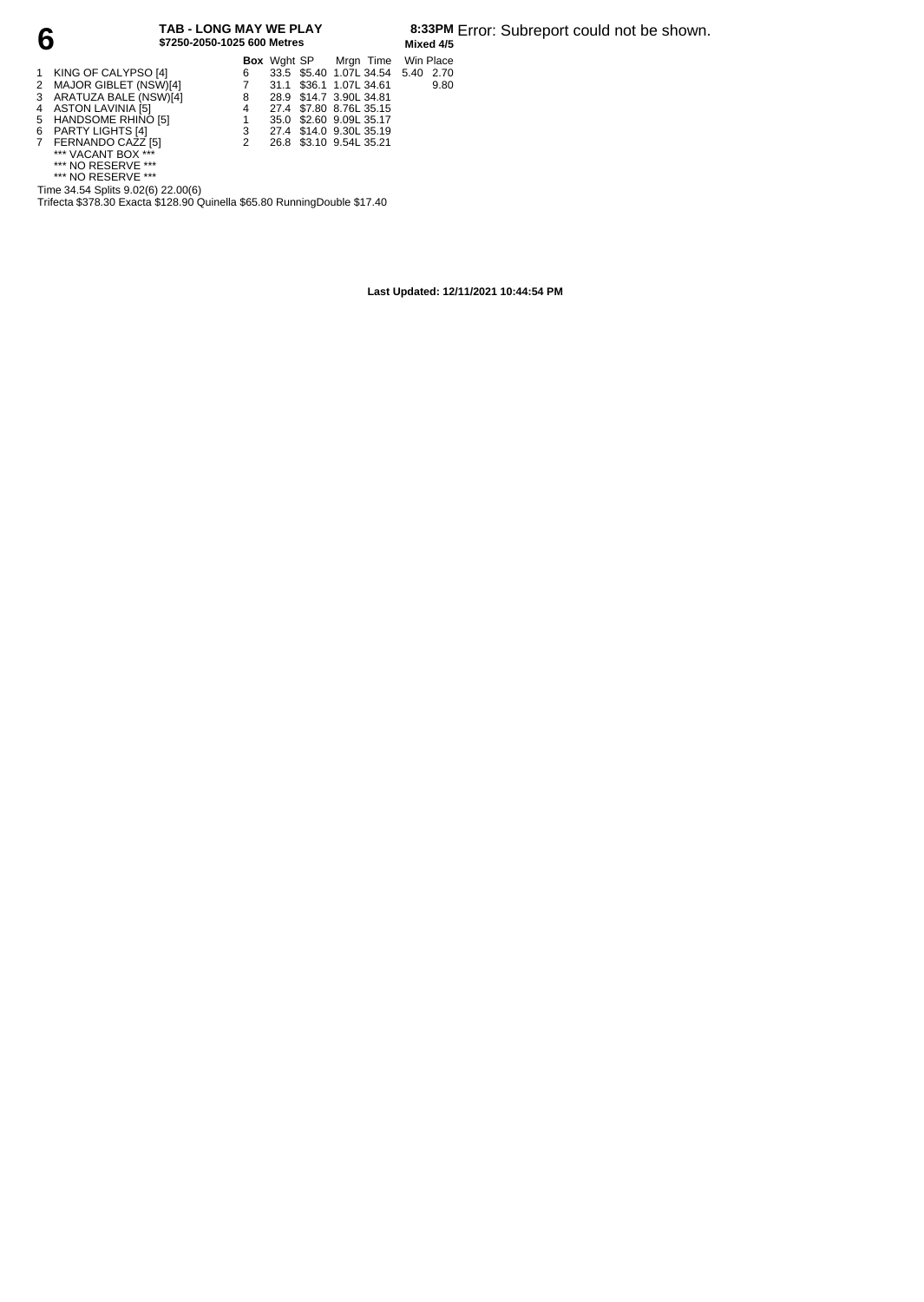# 6

**TAB - LONG MAY WE PLAY**
**$7250-2050-1025 600 Metres**

**8:33PM** Error: Subreport could not be shown.
**Mixed 4/5**

| | | Box | Wght | SP | Mrgn | Time | Win | Place |
|---|---|---|---|---|---|---|---|---|
| 1 | KING OF CALYPSO [4] | 6 | 33.5 | $5.40 | 1.07L | 34.54 | 5.40 | 2.70 |
| 2 | MAJOR GIBLET (NSW)[4] | 7 | 31.1 | $36.1 | 1.07L | 34.61 | | 9.80 |
| 3 | ARATUZA BALE (NSW)[4] | 8 | 28.9 | $14.7 | 3.90L | 34.81 | | |
| 4 | ASTON LAVINIA [5] | 4 | 27.4 | $7.80 | 8.76L | 35.15 | | |
| 5 | HANDSOME RHINO [5] | 1 | 35.0 | $2.60 | 9.09L | 35.17 | | |
| 6 | PARTY LIGHTS [4] | 3 | 27.4 | $14.0 | 9.30L | 35.19 | | |
| 7 | FERNANDO CAZZ [5] | 2 | 26.8 | $3.10 | 9.54L | 35.21 | | |
| | *** VACANT BOX *** | | | | | | | |
| | *** NO RESERVE *** | | | | | | | |
| | *** NO RESERVE *** | | | | | | | |

Time 34.54 Splits 9.02(6) 22.00(6)

Trifecta $378.30 Exacta $128.90 Quinella $65.80 RunningDouble $17.40

**Last Updated: 12/11/2021 10:44:54 PM**